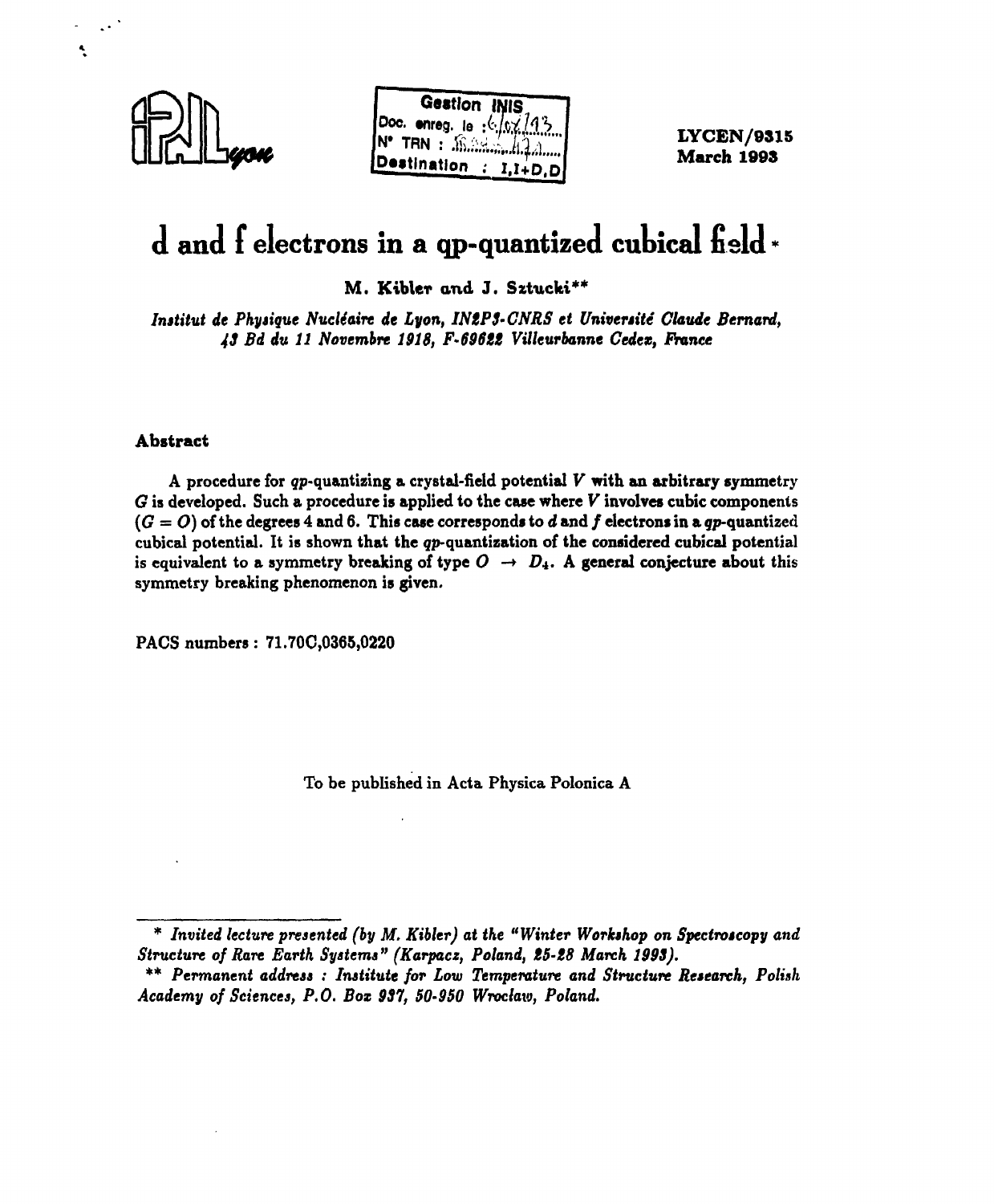LYCEN/9315
March 1993

# d and f electrons in a qp-quantized cubical field *

**M. Kibler and J. Sztucki****

*Institut de Physique Nucléaire de Lyon, IN2P3-CNRS et Université Claude Bernard, 43 Bd du 11 Novembre 1918, F-69622 Villeurbanne Cedex, France*

### Abstract

A procedure for $qp$-quantizing a crystal-field potential $V$ with an arbitrary symmetry $G$ is developed. Such a procedure is applied to the case where $V$ involves cubic components ($G = O$) of the degrees 4 and 6. This case corresponds to $d$ and $f$ electrons in a $qp$-quantized cubical potential. It is shown that the $qp$-quantization of the considered cubical potential is equivalent to a symmetry breaking of type $O \rightarrow D_4$. A general conjecture about this symmetry breaking phenomenon is given.

PACS numbers : 71.70C,0365,0220

To be published in Acta Physica Polonica A

---

\* *Invited lecture presented (by M. Kibler) at the "Winter Workshop on Spectroscopy and Structure of Rare Earth Systems" (Karpacz, Poland, 25-28 March 1993).*

\*\* *Permanent address : Institute for Low Temperature and Structure Research, Polish Academy of Sciences, P.O. Box 937, 50-950 Wroclaw, Poland.*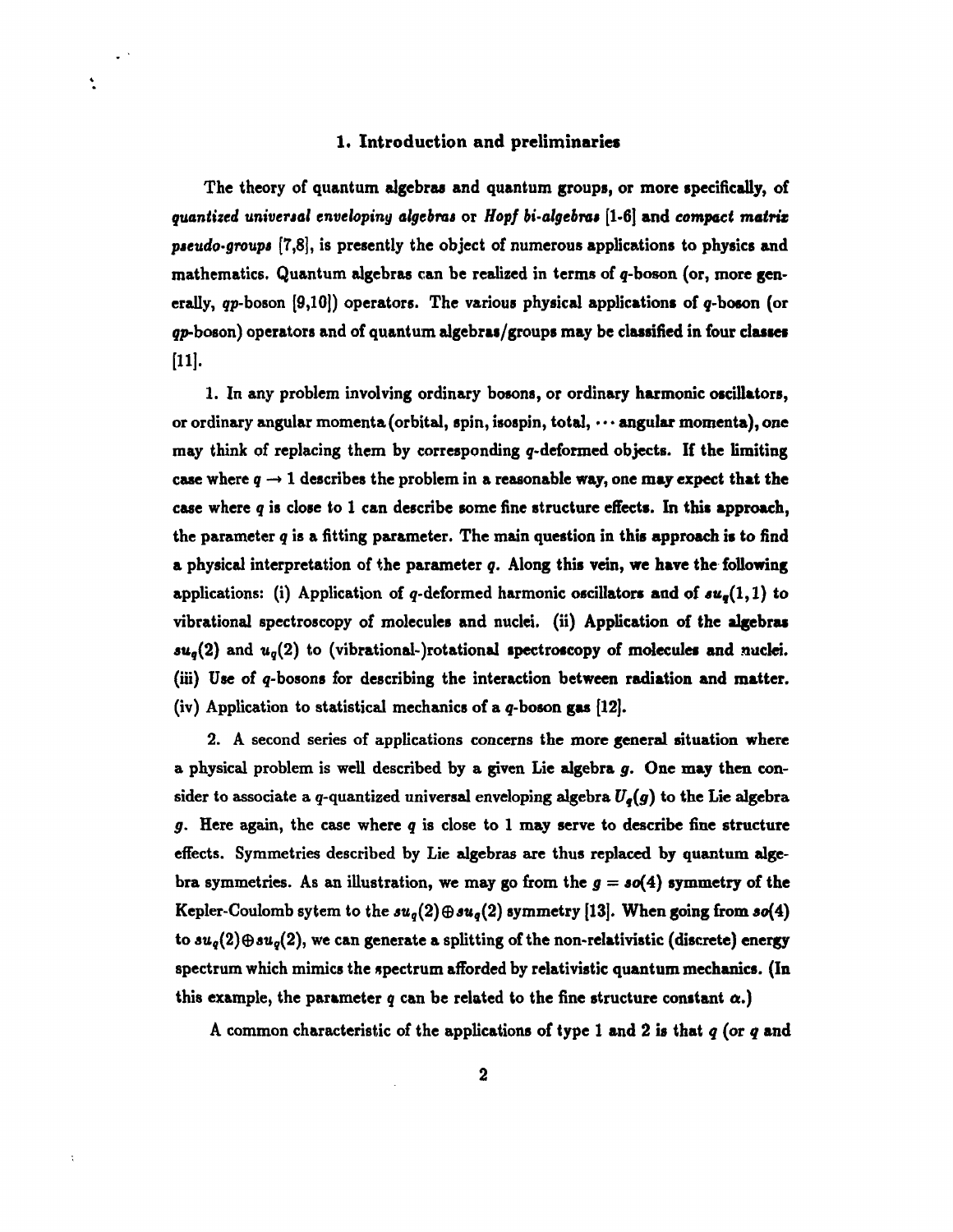## 1. Introduction and preliminaries

The theory of quantum algebras and quantum groups, or more specifically, of *quantized universal enveloping algebras* or *Hopf bi-algebras* [1-6] and *compact matrix pseudo-groups* [7,8], is presently the object of numerous applications to physics and mathematics. Quantum algebras can be realized in terms of $q$-boson (or, more generally, $qp$-boson [9,10]) operators. The various physical applications of $q$-boson (or $qp$-boson) operators and of quantum algebras/groups may be classified in four classes [11].

1. In any problem involving ordinary bosons, or ordinary harmonic oscillators, or ordinary angular momenta (orbital, spin, isospin, total, $\cdots$ angular momenta), one may think of replacing them by corresponding $q$-deformed objects. If the limiting case where $q \to 1$ describes the problem in a reasonable way, one may expect that the case where $q$ is close to 1 can describe some fine structure effects. In this approach, the parameter $q$ is a fitting parameter. The main question in this approach is to find a physical interpretation of the parameter $q$. Along this vein, we have the following applications: (i) Application of $q$-deformed harmonic oscillators and of $su_q(1,1)$ to vibrational spectroscopy of molecules and nuclei. (ii) Application of the algebras $su_q(2)$ and $u_q(2)$ to (vibrational-)rotational spectroscopy of molecules and nuclei. (iii) Use of $q$-bosons for describing the interaction between radiation and matter. (iv) Application to statistical mechanics of a $q$-boson gas [12].

2. A second series of applications concerns the more general situation where a physical problem is well described by a given Lie algebra $g$. One may then consider to associate a $q$-quantized universal enveloping algebra $U_q(g)$ to the Lie algebra $g$. Here again, the case where $q$ is close to 1 may serve to describe fine structure effects. Symmetries described by Lie algebras are thus replaced by quantum algebra symmetries. As an illustration, we may go from the $g = so(4)$ symmetry of the Kepler-Coulomb sytem to the $su_q(2) \oplus su_q(2)$ symmetry [13]. When going from $so(4)$ to $su_q(2) \oplus su_q(2)$, we can generate a splitting of the non-relativistic (discrete) energy spectrum which mimics the spectrum afforded by relativistic quantum mechanics. (In this example, the parameter $q$ can be related to the fine structure constant $\alpha$.)

A common characteristic of the applications of type 1 and 2 is that $q$ (or $q$ and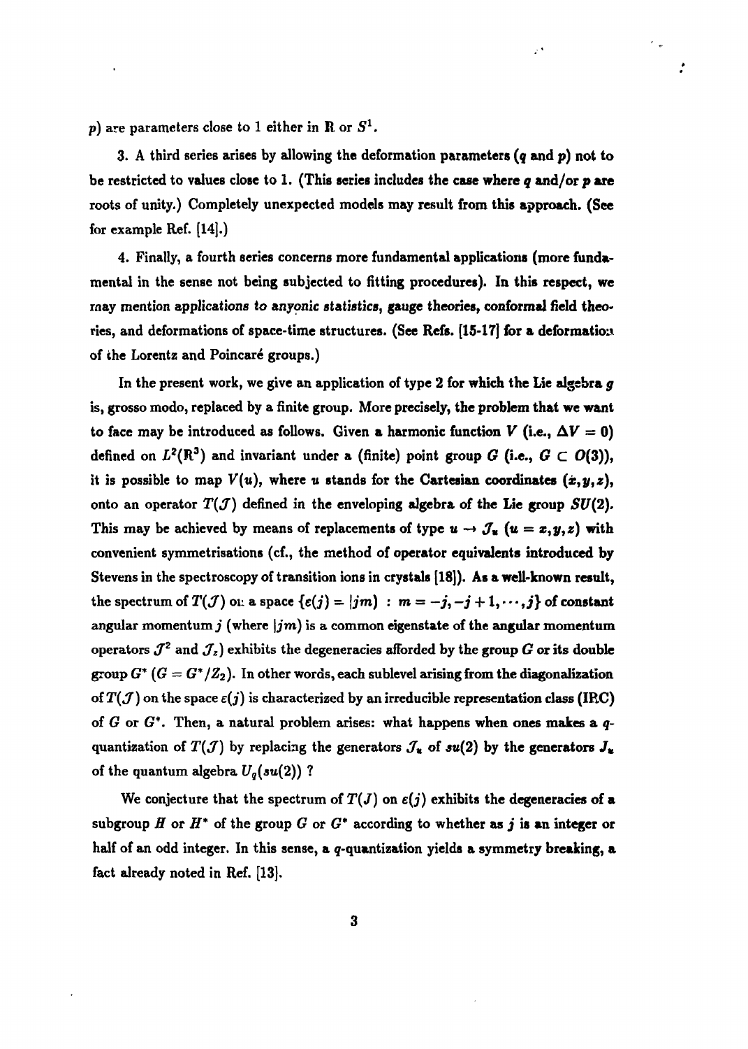$p$) are parameters close to 1 either in $\mathbf{R}$ or $S^1$.

3. A third series arises by allowing the deformation parameters ($q$ and $p$) not to be restricted to values close to 1. (This series includes the case where $q$ and/or $p$ are roots of unity.) Completely unexpected models may result from this approach. (See for example Ref. [14].)

4. Finally, a fourth series concerns more fundamental applications (more fundamental in the sense not being subjected to fitting procedures). In this respect, we may mention applications *to anyonic statistics*, gauge theories, conformal field theories, and deformations of space-time structures. (See Refs. [15-17] for a deformation of the Lorentz and Poincaré groups.)

In the present work, we give an application of type 2 for which the Lie algebra $g$ is, grosso modo, replaced by a finite group. More precisely, the problem that we want to face may be introduced as follows. Given a harmonic function $V$ (i.e., $\Delta V = 0$) defined on $L^2(\mathbf{R}^3)$ and invariant under a (finite) point group $G$ (i.e., $G \subset O(3)$), it is possible to map $V(u)$, where $u$ stands for the Cartesian coordinates $(x, y, z)$, onto an operator $T(\mathcal{J})$ defined in the enveloping algebra of the Lie group $SU(2)$. This may be achieved by means of replacements of type $u \to \mathcal{J}_u$ ($u = x, y, z$) with convenient symmetrisations (cf., the method of operator equivalents introduced by Stevens in the spectroscopy of transition ions in crystals [18]). As a well-known result, the spectrum of $T(\mathcal{J})$ on a space $\{\varepsilon(j) = |jm) \; : \; m = -j, -j+1, \cdots, j\}$ of constant angular momentum $j$ (where $|jm)$ is a common eigenstate of the angular momentum operators $\mathcal{J}^2$ and $\mathcal{J}_z$) exhibits the degeneracies afforded by the group $G$ or its double group $G^*$ ($G = G^*/Z_2$). In other words, each sublevel arising from the diagonalization of $T(\mathcal{J})$ on the space $\varepsilon(j)$ is characterized by an irreducible representation class (IRC) of $G$ or $G^*$. Then, a natural problem arises: what happens when ones makes a $q$-quantization of $T(\mathcal{J})$ by replacing the generators $\mathcal{J}_u$ of $su(2)$ by the generators $J_u$ of the quantum algebra $U_q(su(2))$ ?

We conjecture that the spectrum of $T(J)$ on $\varepsilon(j)$ exhibits the degeneracies of a subgroup $H$ or $H^*$ of the group $G$ or $G^*$ according to whether as $j$ is an integer or half of an odd integer. In this sense, a $q$-quantization yields a symmetry breaking, a fact already noted in Ref. [13].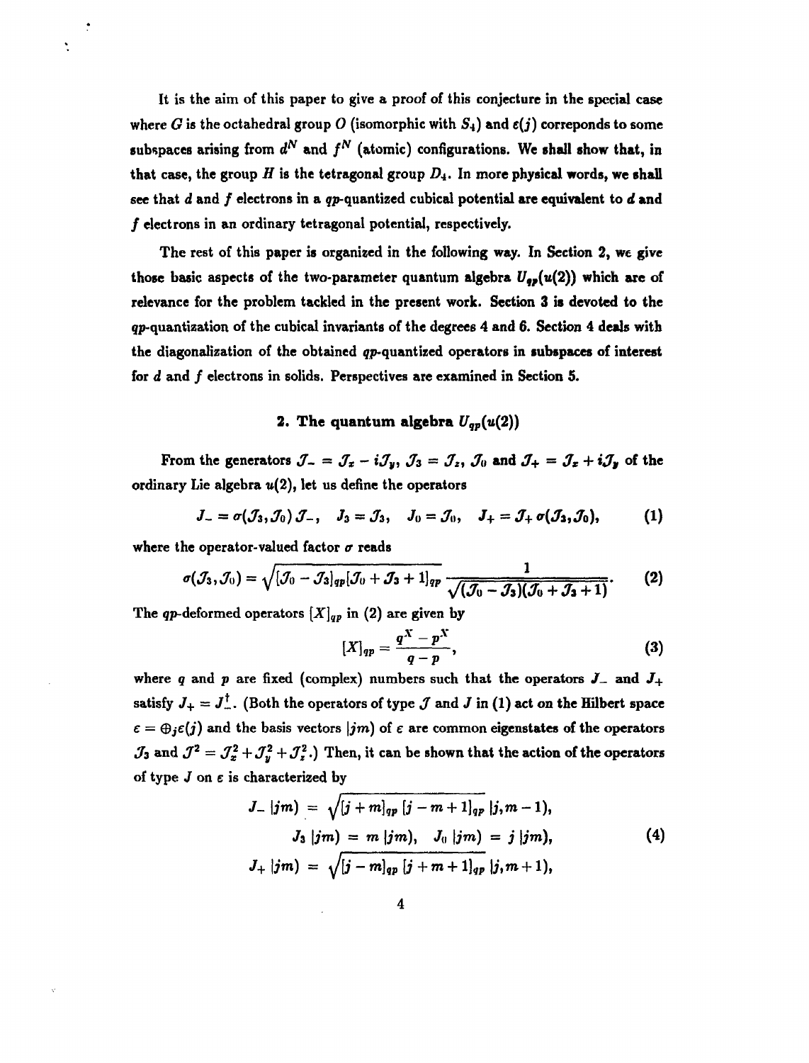It is the aim of this paper to give a proof of this conjecture in the special case where $G$ is the octahedral group $O$ (isomorphic with $S_4$) and $\varepsilon(j)$ correponds to some subspaces arising from $d^N$ and $f^N$ (atomic) configurations. We shall show that, in that case, the group $H$ is the tetragonal group $D_4$. In more physical words, we shall see that $d$ and $f$ electrons in a $qp$-quantized cubical potential are equivalent to $d$ and $f$ electrons in an ordinary tetragonal potential, respectively.

The rest of this paper is organized in the following way. In Section 2, we give those basic aspects of the two-parameter quantum algebra $U_{qp}(u(2))$ which are of relevance for the problem tackled in the present work. Section 3 is devoted to the $qp$-quantization of the cubical invariants of the degrees 4 and 6. Section 4 deals with the diagonalization of the obtained $qp$-quantized operators in subspaces of interest for $d$ and $f$ electrons in solids. Perspectives are examined in Section 5.

## 2. The quantum algebra $U_{qp}(u(2))$

From the generators $\mathcal{J}_- = \mathcal{J}_x - i\mathcal{J}_y$, $\mathcal{J}_3 = \mathcal{J}_z$, $\mathcal{J}_0$ and $\mathcal{J}_+ = \mathcal{J}_x + i\mathcal{J}_y$ of the ordinary Lie algebra $u(2)$, let us define the operators

$$J_- = \sigma(\mathcal{J}_3, \mathcal{J}_0)\, \mathcal{J}_-, \quad J_3 = \mathcal{J}_3, \quad J_0 = \mathcal{J}_0, \quad J_+ = \mathcal{J}_+\, \sigma(\mathcal{J}_3, \mathcal{J}_0), \tag{1}$$

where the operator-valued factor $\sigma$ reads

$$\sigma(\mathcal{J}_3, \mathcal{J}_0) = \sqrt{[\mathcal{J}_0 - \mathcal{J}_3]_{qp} [\mathcal{J}_0 + \mathcal{J}_3 + 1]_{qp}}\, \frac{1}{\sqrt{(\mathcal{J}_0 - \mathcal{J}_3)(\mathcal{J}_0 + \mathcal{J}_3 + 1)}}. \tag{2}$$

The $qp$-deformed operators $[X]_{qp}$ in (2) are given by

$$[X]_{qp} = \frac{q^X - p^X}{q - p}, \tag{3}$$

where $q$ and $p$ are fixed (complex) numbers such that the operators $J_-$ and $J_+$ satisfy $J_+ = J_-^\dagger$. (Both the operators of type $\mathcal{J}$ and $J$ in (1) act on the Hilbert space $\varepsilon = \oplus_j \varepsilon(j)$ and the basis vectors $|jm)$ of $\varepsilon$ are common eigenstates of the operators $\mathcal{J}_3$ and $\mathcal{J}^2 = \mathcal{J}_x^2 + \mathcal{J}_y^2 + \mathcal{J}_z^2$.) Then, it can be shown that the action of the operators of type $J$ on $\varepsilon$ is characterized by

$$\begin{aligned}
J_- \,|jm) &= \sqrt{[j+m]_{qp}\, [j-m+1]_{qp}}\, |j, m-1), \\
J_3 \,|jm) &= m\, |jm), \quad J_0 \,|jm) = j\, |jm), \\
J_+ \,|jm) &= \sqrt{[j-m]_{qp}\, [j+m+1]_{qp}}\, |j, m+1),
\end{aligned} \tag{4}$$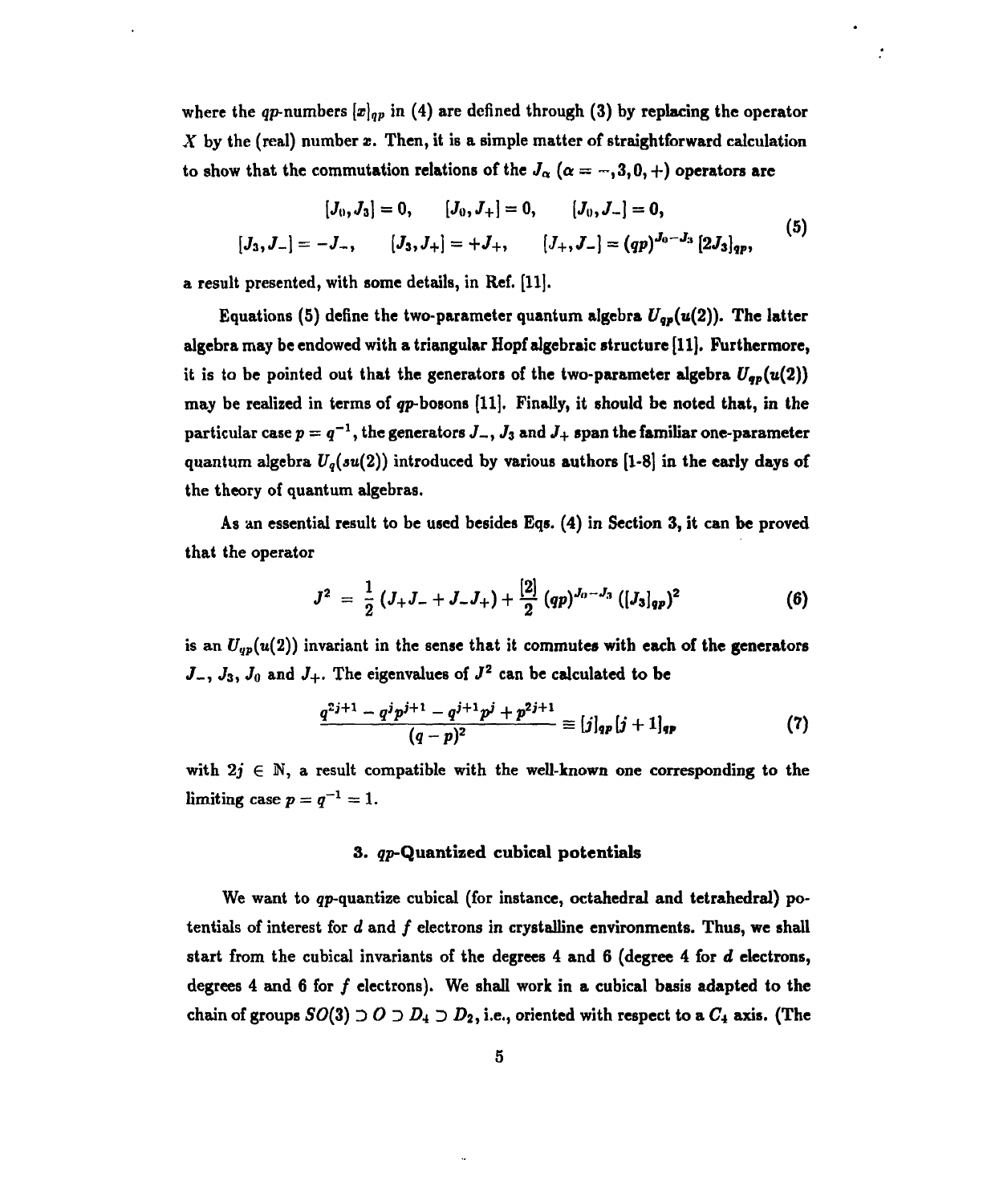where the $qp$-numbers $[x]_{qp}$ in (4) are defined through (3) by replacing the operator $X$ by the (real) number $x$. Then, it is a simple matter of straightforward calculation to show that the commutation relations of the $J_\alpha$ ($\alpha = -, 3, 0, +$) operators are

$$
\begin{gathered}
[J_0, J_3] = 0, \qquad [J_0, J_+] = 0, \qquad [J_0, J_-] = 0, \\
[J_3, J_-] = -J_-, \qquad [J_3, J_+] = +J_+, \qquad [J_+, J_-] = (qp)^{J_0 - J_3}\, [2J_3]_{qp},
\end{gathered}
\tag{5}
$$

a result presented, with some details, in Ref. [11].

Equations (5) define the two-parameter quantum algebra $U_{qp}(u(2))$. The latter algebra may be endowed with a triangular Hopf algebraic structure [11]. Furthermore, it is to be pointed out that the generators of the two-parameter algebra $U_{qp}(u(2))$ may be realized in terms of $qp$-bosons [11]. Finally, it should be noted that, in the particular case $p = q^{-1}$, the generators $J_-$, $J_3$ and $J_+$ span the familiar one-parameter quantum algebra $U_q(su(2))$ introduced by various authors [1-8] in the early days of the theory of quantum algebras.

As an essential result to be used besides Eqs. (4) in Section 3, it can be proved that the operator

$$
J^2 \;=\; \frac{1}{2}\,(J_+ J_- + J_- J_+) + \frac{[2]}{2}\,(qp)^{J_0 - J_3}\,([J_3]_{qp})^2 \tag{6}
$$

is an $U_{qp}(u(2))$ invariant in the sense that it commutes with each of the generators $J_-$, $J_3$, $J_0$ and $J_+$. The eigenvalues of $J^2$ can be calculated to be

$$
\frac{q^{2j+1} - q^j p^{j+1} - q^{j+1} p^j + p^{2j+1}}{(q-p)^2} \equiv [j]_{qp}\,[j+1]_{qp} \tag{7}
$$

with $2j \in \mathbb{N}$, a result compatible with the well-known one corresponding to the limiting case $p = q^{-1} = 1$.

### 3. $qp$-Quantized cubical potentials

We want to $qp$-quantize cubical (for instance, octahedral and tetrahedral) potentials of interest for $d$ and $f$ electrons in crystalline environments. Thus, we shall start from the cubical invariants of the degrees 4 and 6 (degree 4 for $d$ electrons, degrees 4 and 6 for $f$ electrons). We shall work in a cubical basis adapted to the chain of groups $SO(3) \supset O \supset D_4 \supset D_2$, i.e., oriented with respect to a $C_4$ axis. (The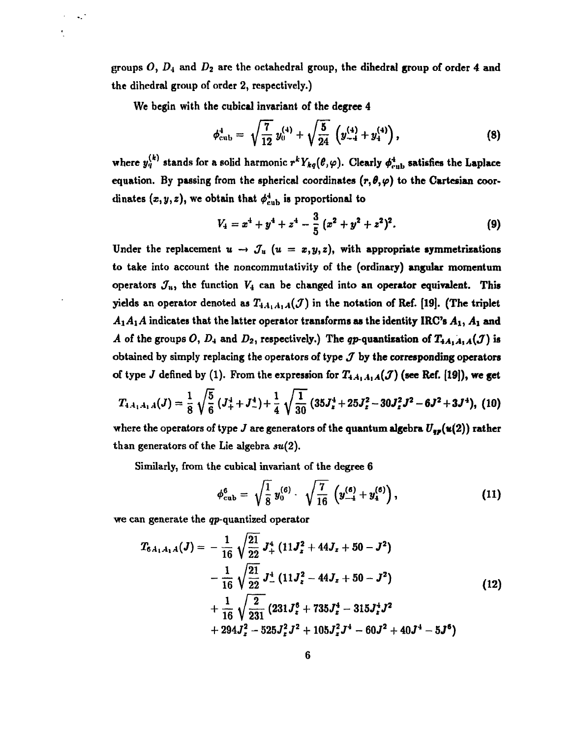groups $O$, $D_4$ and $D_2$ are the octahedral group, the dihedral group of order 4 and the dihedral group of order 2, respectively.)

We begin with the cubical invariant of the degree 4

$$\phi^4_{\text{cub}} = \sqrt{\frac{7}{12}}\, y_0^{(4)} + \sqrt{\frac{5}{24}}\, \left( y_{-4}^{(4)} + y_4^{(4)} \right), \tag{8}$$

where $y_q^{(k)}$ stands for a solid harmonic $r^k Y_{kq}(\theta, \varphi)$. Clearly $\phi^4_{\text{cub}}$ satisfies the Laplace equation. By passing from the spherical coordinates $(r, \theta, \varphi)$ to the Cartesian coordinates $(x, y, z)$, we obtain that $\phi^4_{\text{cub}}$ is proportional to

$$V_4 = x^4 + y^4 + z^4 - \frac{3}{5}\,(x^2 + y^2 + z^2)^2. \tag{9}$$

Under the replacement $u \to \mathcal{J}_u$ ($u = x, y, z$), with appropriate symmetrizations to take into account the noncommutativity of the (ordinary) angular momentum operators $\mathcal{J}_u$, the function $V_4$ can be changed into an operator equivalent. This yields an operator denoted as $T_{4A_1A_1A}(\mathcal{J})$ in the notation of Ref. [19]. (The triplet $A_1A_1A$ indicates that the latter operator transforms as the identity IRC's $A_1$, $A_1$ and $A$ of the groups $O$, $D_4$ and $D_2$, respectively.) The $qp$-quantization of $T_{4A_1A_1A}(\mathcal{J})$ is obtained by simply replacing the operators of type $\mathcal{J}$ by the corresponding operators of type $J$ defined by (1). From the expression for $T_{4A_1A_1A}(\mathcal{J})$ (see Ref. [19]), we get

$$T_{4A_1A_1A}(J) = \frac{1}{8}\sqrt{\frac{5}{6}}\,(J_+^4 + J_-^4) + \frac{1}{4}\sqrt{\frac{1}{30}}\,(35J_z^4 + 25J_z^2 - 30J_z^2J^2 - 6J^2 + 3J^4), \tag{10}$$

where the operators of type $J$ are generators of the quantum algebra $U_{qp}(\mathrm{u}(2))$ rather than generators of the Lie algebra $su(2)$.

Similarly, from the cubical invariant of the degree 6

$$\phi^6_{\text{cub}} = \sqrt{\frac{1}{8}}\, y_0^{(6)} \cdot \sqrt{\frac{7}{16}}\, \left( y_{-4}^{(6)} + y_4^{(6)} \right), \tag{11}$$

we can generate the $qp$-quantized operator

$$\begin{aligned} T_{6A_1A_1A}(J) = &-\frac{1}{16}\sqrt{\frac{21}{22}}\,J_+^4\,(11J_z^2 + 44J_z + 50 - J^2) \\ &- \frac{1}{16}\sqrt{\frac{21}{22}}\,J_-^4\,(11J_z^2 - 44J_z + 50 - J^2) \\ &+ \frac{1}{16}\sqrt{\frac{2}{231}}\,(231J_z^6 + 735J_z^4 - 315J_z^4J^2 \\ &+ 294J_z^2 - 525J_z^2J^2 + 105J_z^2J^4 - 60J^2 + 40J^4 - 5J^6) \end{aligned} \tag{12}$$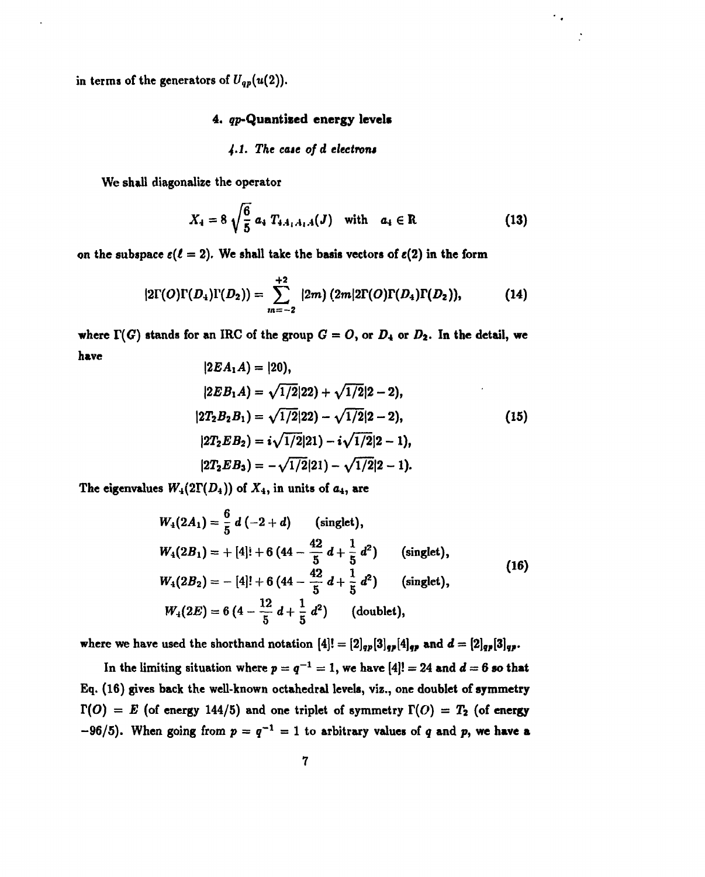in terms of the generators of $U_{qp}(u(2))$.

## 4. $qp$-Quantized energy levels

### 4.1. The case of $d$ electrons

We shall diagonalize the operator

$$X_4 = 8\sqrt{\frac{6}{5}}\, a_4\, T_{4A_1A_1A}(J) \quad \text{with} \quad a_4 \in \mathbb{R} \tag{13}$$

on the subspace $\varepsilon(\ell = 2)$. We shall take the basis vectors of $\varepsilon(2)$ in the form

$$|2\Gamma(O)\Gamma(D_4)\Gamma(D_2)) = \sum_{m=-2}^{+2} |2m)\,(2m|2\Gamma(O)\Gamma(D_4)\Gamma(D_2)), \tag{14}$$

where $\Gamma(G)$ stands for an IRC of the group $G = O$, or $D_4$ or $D_2$. In the detail, we have

$$\begin{aligned}
|2EA_1A) &= |20), \\
|2EB_1A) &= \sqrt{1/2}|22) + \sqrt{1/2}|2-2), \\
|2T_2B_2B_1) &= \sqrt{1/2}|22) - \sqrt{1/2}|2-2), \\
|2T_2EB_2) &= i\sqrt{1/2}|21) - i\sqrt{1/2}|2-1), \\
|2T_2EB_3) &= -\sqrt{1/2}|21) - \sqrt{1/2}|2-1).
\end{aligned} \tag{15}$$

The eigenvalues $W_4(2\Gamma(D_4))$ of $X_4$, in units of $a_4$, are

$$\begin{aligned}
W_4(2A_1) &= \frac{6}{5}\, d\,(-2 + d) \qquad \text{(singlet)}, \\
W_4(2B_1) &= +\,[4]! + 6\,(44 - \frac{42}{5}\, d + \frac{1}{5}\, d^2) \qquad \text{(singlet)}, \\
W_4(2B_2) &= -\,[4]! + 6\,(44 - \frac{42}{5}\, d + \frac{1}{5}\, d^2) \qquad \text{(singlet)}, \\
W_4(2E) &= 6\,(4 - \frac{12}{5}\, d + \frac{1}{5}\, d^2) \qquad \text{(doublet)},
\end{aligned} \tag{16}$$

where we have used the shorthand notation $[4]! = [2]_{qp}[3]_{qp}[4]_{qp}$ and $d = [2]_{qp}[3]_{qp}$.

In the limiting situation where $p = q^{-1} = 1$, we have $[4]! = 24$ and $d = 6$ so that Eq. (16) gives back the well-known octahedral levels, viz., one doublet of symmetry $\Gamma(O) = E$ (of energy $144/5$) and one triplet of symmetry $\Gamma(O) = T_2$ (of energy $-96/5$). When going from $p = q^{-1} = 1$ to arbitrary values of $q$ and $p$, we have a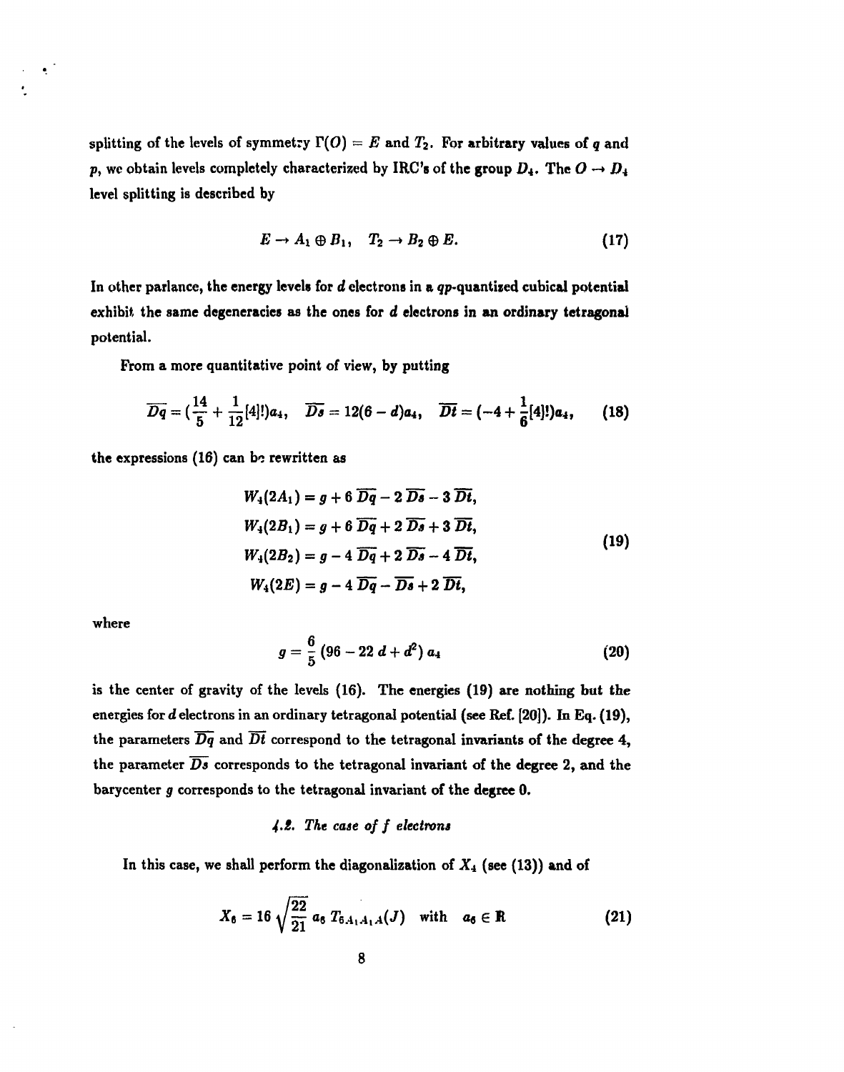splitting of the levels of symmetry $\Gamma(O) = E$ and $T_2$. For arbitrary values of $q$ and $p$, we obtain levels completely characterized by IRC's of the group $D_4$. The $O \to D_4$ level splitting is described by

$$E \to A_1 \oplus B_1, \quad T_2 \to B_2 \oplus E. \tag{17}$$

In other parlance, the energy levels for $d$ electrons in a $qp$-quantized cubical potential exhibit the same degeneracies as the ones for $d$ electrons in an ordinary tetragonal potential.

From a more quantitative point of view, by putting

$$\overline{Dq} = (\frac{14}{5} + \frac{1}{12}[4]!)a_4, \quad \overline{Ds} = 12(6-d)a_4, \quad \overline{Dt} = (-4 + \frac{1}{6}[4]!)a_4, \tag{18}$$

the expressions (16) can be rewritten as

$$\begin{aligned}
W_4(2A_1) &= g + 6\,\overline{Dq} - 2\,\overline{Ds} - 3\,\overline{Dt}, \\
W_4(2B_1) &= g + 6\,\overline{Dq} + 2\,\overline{Ds} + 3\,\overline{Dt}, \\
W_4(2B_2) &= g - 4\,\overline{Dq} + 2\,\overline{Ds} - 4\,\overline{Dt}, \\
W_4(2E) &= g - 4\,\overline{Dq} - \overline{Ds} + 2\,\overline{Dt},
\end{aligned} \tag{19}$$

where

$$g = \frac{6}{5}\,(96 - 22\,d + d^2)\,a_4 \tag{20}$$

is the center of gravity of the levels (16). The energies (19) are nothing but the energies for $d$ electrons in an ordinary tetragonal potential (see Ref. [20]). In Eq. (19), the parameters $\overline{Dq}$ and $\overline{Dt}$ correspond to the tetragonal invariants of the degree 4, the parameter $\overline{Ds}$ corresponds to the tetragonal invariant of the degree 2, and the barycenter $g$ corresponds to the tetragonal invariant of the degree 0.

### *4.2. The case of f electrons*

In this case, we shall perform the diagonalization of $X_4$ (see (13)) and of

$$X_6 = 16\sqrt{\frac{22}{21}}\,a_6\,T_{6A_1A_1A}(J) \quad \text{with} \quad a_6 \in \mathbb{R} \tag{21}$$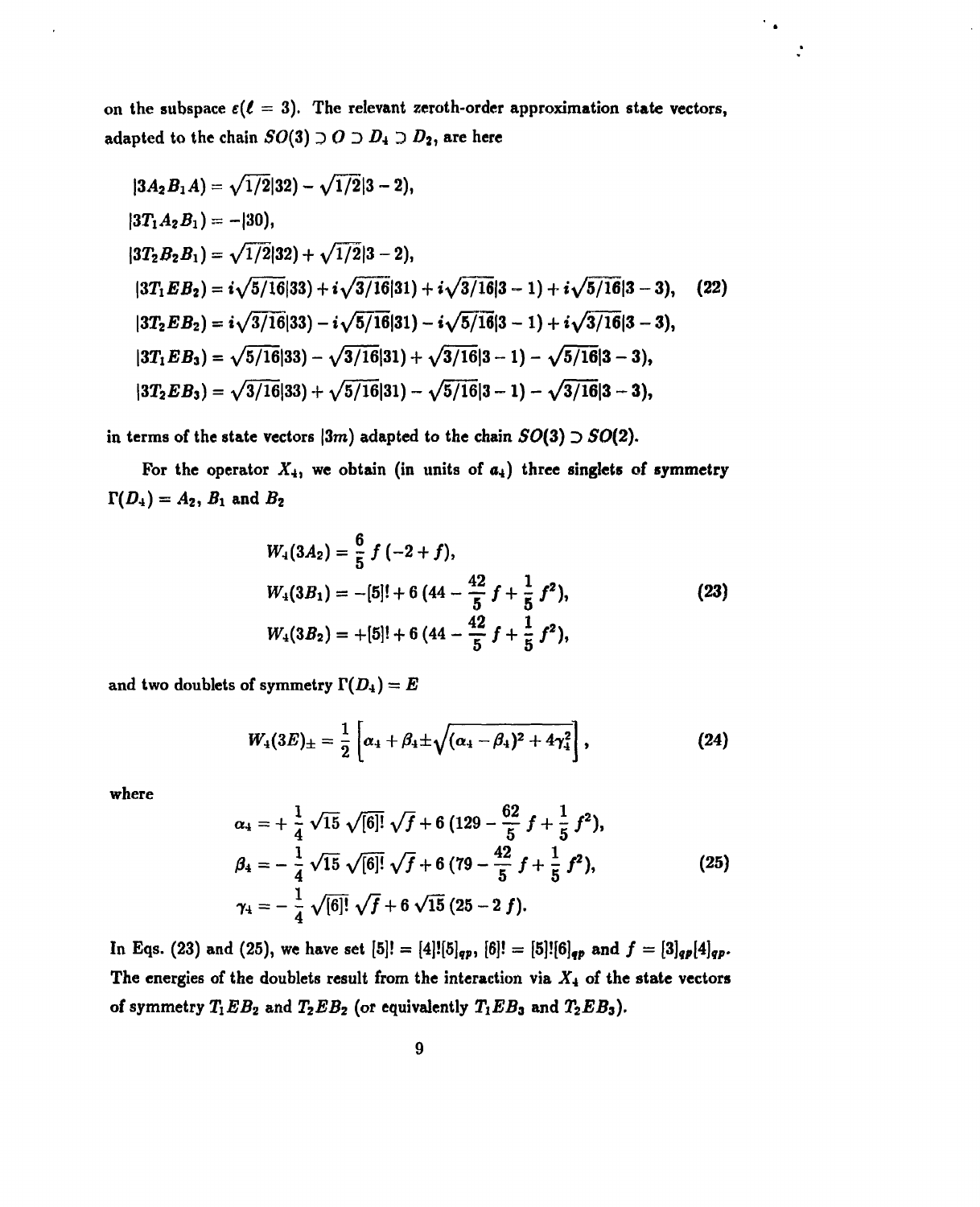on the subspace $\varepsilon(\ell = 3)$. The relevant zeroth-order approximation state vectors, adapted to the chain $SO(3) \supset O \supset D_4 \supset D_2$, are here

$$
\begin{aligned}
|3A_2B_1A) &= \sqrt{1/2}|32) - \sqrt{1/2}|3-2),\\
|3T_1A_2B_1) &= -|30),\\
|3T_2B_2B_1) &= \sqrt{1/2}|32) + \sqrt{1/2}|3-2),\\
|3T_1EB_2) &= i\sqrt{5/16}|33) + i\sqrt{3/16}|31) + i\sqrt{3/16}|3-1) + i\sqrt{5/16}|3-3),\\
|3T_2EB_2) &= i\sqrt{3/16}|33) - i\sqrt{5/16}|31) - i\sqrt{5/16}|3-1) + i\sqrt{3/16}|3-3),\\
|3T_1EB_3) &= \sqrt{5/16}|33) - \sqrt{3/16}|31) + \sqrt{3/16}|3-1) - \sqrt{5/16}|3-3),\\
|3T_2EB_3) &= \sqrt{3/16}|33) + \sqrt{5/16}|31) - \sqrt{5/16}|3-1) - \sqrt{3/16}|3-3),
\end{aligned}
\tag{22}
$$

in terms of the state vectors $|3m)$ adapted to the chain $SO(3) \supset SO(2)$.

For the operator $X_4$, we obtain (in units of $a_4$) three singlets of symmetry $\Gamma(D_4) = A_2$, $B_1$ and $B_2$

$$
\begin{aligned}
W_4(3A_2) &= \frac{6}{5}\, f\,(-2 + f),\\
W_4(3B_1) &= -[5]! + 6\,(44 - \frac{42}{5}\, f + \frac{1}{5}\, f^2),\\
W_4(3B_2) &= +[5]! + 6\,(44 - \frac{42}{5}\, f + \frac{1}{5}\, f^2),
\end{aligned}
\tag{23}
$$

and two doublets of symmetry $\Gamma(D_4) = E$

$$
W_4(3E)_{\pm} = \frac{1}{2}\left[\alpha_4 + \beta_4 \pm \sqrt{(\alpha_4 - \beta_4)^2 + 4\gamma_4^2}\right],
\tag{24}
$$

where

$$
\begin{aligned}
\alpha_4 &= +\,\frac{1}{4}\,\sqrt{15}\,\sqrt{[6]!}\,\sqrt{f} + 6\,(129 - \frac{62}{5}\, f + \frac{1}{5}\, f^2),\\
\beta_4 &= -\,\frac{1}{4}\,\sqrt{15}\,\sqrt{[6]!}\,\sqrt{f} + 6\,(79 - \frac{42}{5}\, f + \frac{1}{5}\, f^2),\\
\gamma_4 &= -\,\frac{1}{4}\,\sqrt{[6]!}\,\sqrt{f} + 6\,\sqrt{15}\,(25 - 2\, f).
\end{aligned}
\tag{25}
$$

In Eqs. (23) and (25), we have set $[5]! = [4]![5]_{qp}$, $[6]! = [5]![6]_{qp}$ and $f = [3]_{qp}[4]_{qp}$. The energies of the doublets result from the interaction via $X_4$ of the state vectors of symmetry $T_1EB_2$ and $T_2EB_2$ (or equivalently $T_1EB_3$ and $T_2EB_3$).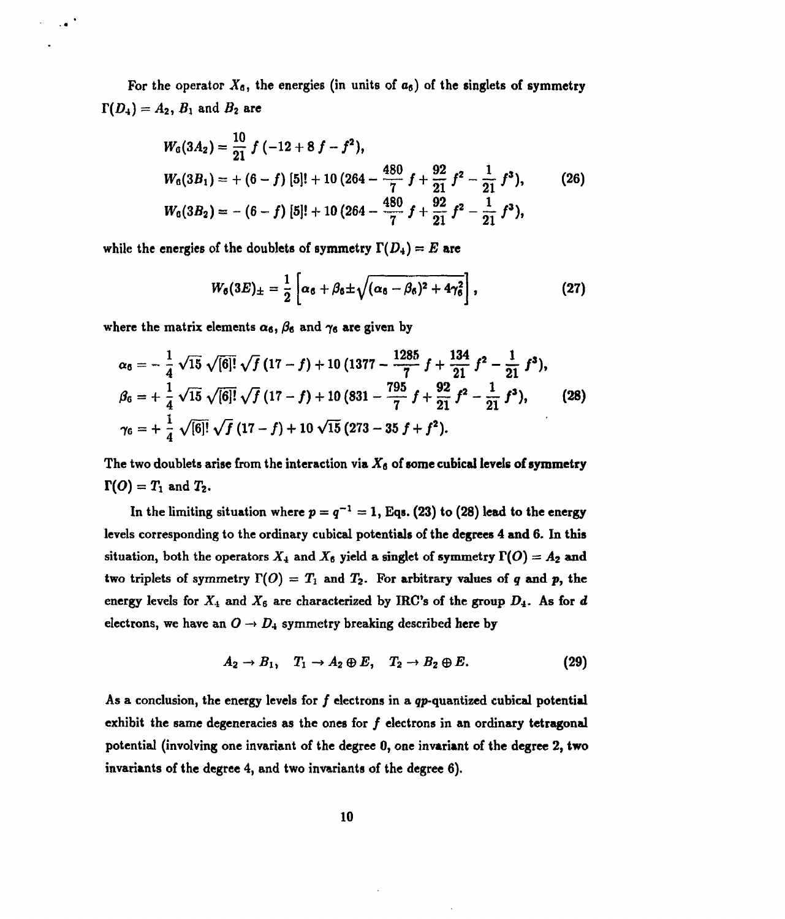For the operator $X_6$, the energies (in units of $a_6$) of the singlets of symmetry $\Gamma(D_4) = A_2$, $B_1$ and $B_2$ are

$$
\begin{aligned}
W_6(3A_2) &= \frac{10}{21}\, f\,(-12 + 8\,f - f^2), \\
W_6(3B_1) &= +\,(6 - f)\,[5]! + 10\,(264 - \frac{480}{7}\,f + \frac{92}{21}\,f^2 - \frac{1}{21}\,f^3), \\
W_6(3B_2) &= -\,(6 - f)\,[5]! + 10\,(264 - \frac{480}{7}\,f + \frac{92}{21}\,f^2 - \frac{1}{21}\,f^3),
\end{aligned}
\tag{26}
$$

while the energies of the doublets of symmetry $\Gamma(D_4) = E$ are

$$
W_6(3E)_\pm = \frac{1}{2}\left[\alpha_6 + \beta_6 \pm \sqrt{(\alpha_6 - \beta_6)^2 + 4\gamma_6^2}\right],
\tag{27}
$$

where the matrix elements $\alpha_6$, $\beta_6$ and $\gamma_6$ are given by

$$
\begin{aligned}
\alpha_6 &= -\,\frac{1}{4}\,\sqrt{15}\,\sqrt{[6]!}\,\sqrt{f}\,(17 - f) + 10\,(1377 - \frac{1285}{7}\,f + \frac{134}{21}\,f^2 - \frac{1}{21}\,f^3), \\
\beta_6 &= +\,\frac{1}{4}\,\sqrt{15}\,\sqrt{[6]!}\,\sqrt{f}\,(17 - f) + 10\,(831 - \frac{795}{7}\,f + \frac{92}{21}\,f^2 - \frac{1}{21}\,f^3), \\
\gamma_6 &= +\,\frac{1}{4}\,\sqrt{[6]!}\,\sqrt{f}\,(17 - f) + 10\,\sqrt{15}\,(273 - 35\,f + f^2).
\end{aligned}
\tag{28}
$$

The two doublets arise from the interaction via $X_6$ of some cubical levels of symmetry $\Gamma(O) = T_1$ and $T_2$.

In the limiting situation where $p = q^{-1} = 1$, Eqs. (23) to (28) lead to the energy levels corresponding to the ordinary cubical potentials of the degrees 4 and 6. In this situation, both the operators $X_4$ and $X_6$ yield a singlet of symmetry $\Gamma(O) = A_2$ and two triplets of symmetry $\Gamma(O) = T_1$ and $T_2$. For arbitrary values of $q$ and $p$, the energy levels for $X_4$ and $X_6$ are characterized by IRC's of the group $D_4$. As for $d$ electrons, we have an $O \to D_4$ symmetry breaking described here by

$$
A_2 \to B_1, \quad T_1 \to A_2 \oplus E, \quad T_2 \to B_2 \oplus E.
\tag{29}
$$

As a conclusion, the energy levels for $f$ electrons in a $qp$-quantized cubical potential exhibit the same degeneracies as the ones for $f$ electrons in an ordinary tetragonal potential (involving one invariant of the degree 0, one invariant of the degree 2, two invariants of the degree 4, and two invariants of the degree 6).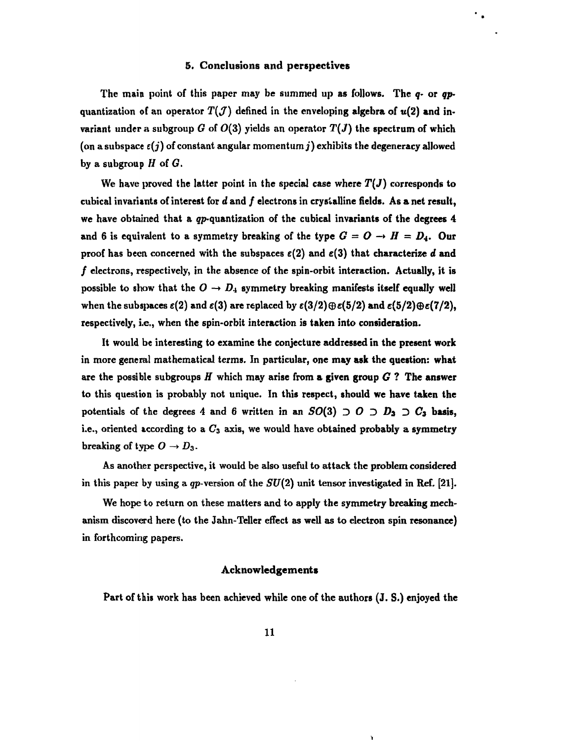## 5. Conclusions and perspectives

The main point of this paper may be summed up as follows. The $q$- or $qp$-quantization of an operator $T(\mathcal{J})$ defined in the enveloping algebra of $u(2)$ and invariant under a subgroup $G$ of $O(3)$ yields an operator $T(J)$ the spectrum of which (on a subspace $\varepsilon(j)$ of constant angular momentum $j$) exhibits the degeneracy allowed by a subgroup $H$ of $G$.

We have proved the latter point in the special case where $T(J)$ corresponds to cubical invariants of interest for $d$ and $f$ electrons in crystalline fields. As a net result, we have obtained that a $qp$-quantization of the cubical invariants of the degrees 4 and 6 is equivalent to a symmetry breaking of the type $G = O \to H = D_4$. Our proof has been concerned with the subspaces $\varepsilon(2)$ and $\varepsilon(3)$ that characterize $d$ and $f$ electrons, respectively, in the absence of the spin-orbit interaction. Actually, it is possible to show that the $O \to D_4$ symmetry breaking manifests itself equally well when the subspaces $\varepsilon(2)$ and $\varepsilon(3)$ are replaced by $\varepsilon(3/2) \oplus \varepsilon(5/2)$ and $\varepsilon(5/2) \oplus \varepsilon(7/2)$, respectively, i.e., when the spin-orbit interaction is taken into consideration.

It would be interesting to examine the conjecture addressed in the present work in more general mathematical terms. In particular, one may ask the question: what are the possible subgroups $H$ which may arise from a given group $G$ ? The answer to this question is probably not unique. In this respect, should we have taken the potentials of the degrees 4 and 6 written in an $SO(3) \supset O \supset D_3 \supset C_3$ basis, i.e., oriented according to a $C_3$ axis, we would have obtained probably a symmetry breaking of type $O \to D_3$.

As another perspective, it would be also useful to attack the problem considered in this paper by using a $qp$-version of the $SU(2)$ unit tensor investigated in Ref. [21].

We hope to return on these matters and to apply the symmetry breaking mechanism discoverd here (to the Jahn-Teller effect as well as to electron spin resonance) in forthcoming papers.

### Acknowledgements

Part of this work has been achieved while one of the authors (J. S.) enjoyed the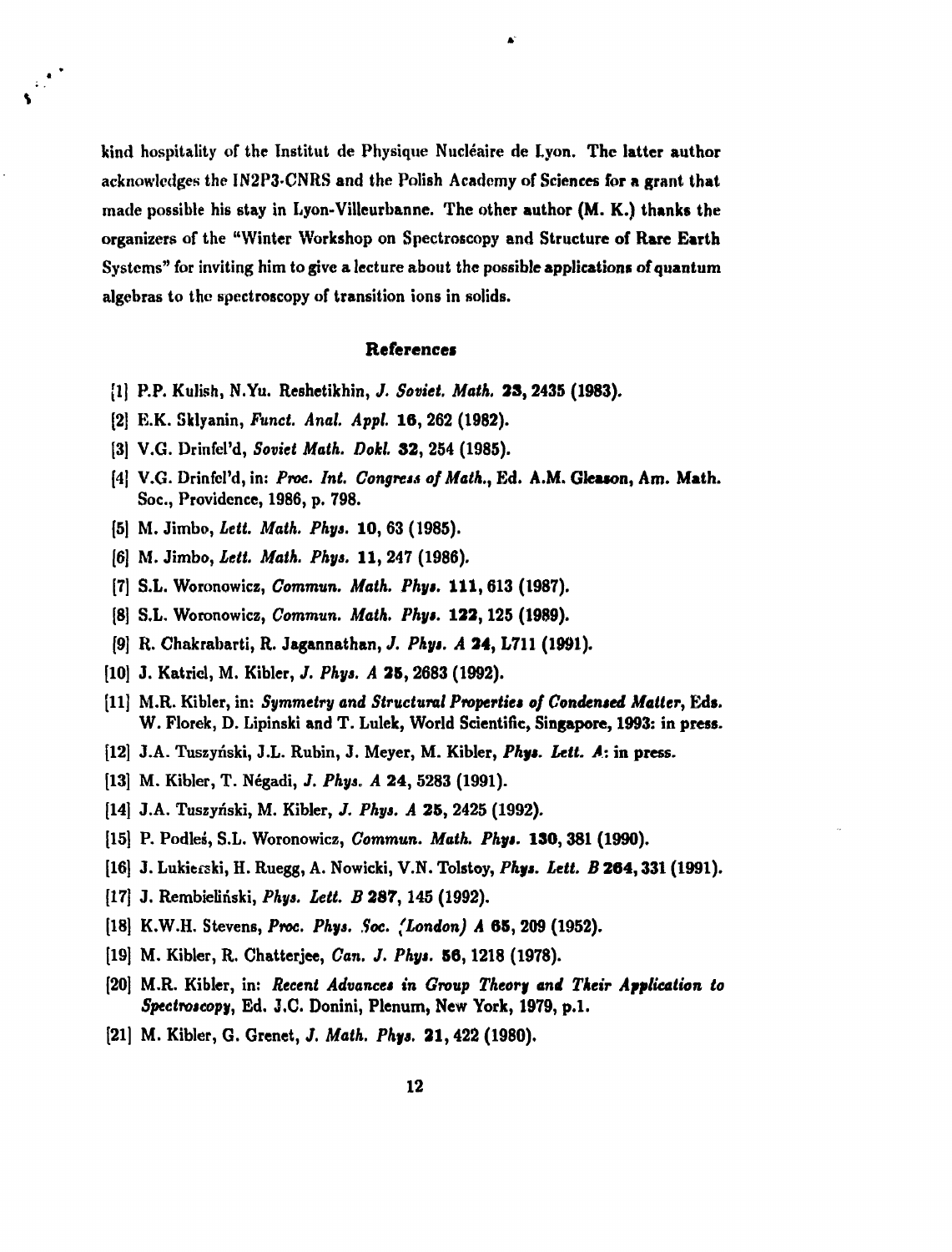kind hospitality of the Institut de Physique Nucléaire de Lyon. The latter author acknowledges the IN2P3-CNRS and the Polish Academy of Sciences for a grant that made possible his stay in Lyon-Villeurbanne. The other author (M. K.) thanks the organizers of the "Winter Workshop on Spectroscopy and Structure of Rare Earth Systems" for inviting him to give a lecture about the possible applications of quantum algebras to the spectroscopy of transition ions in solids.

## References

[1] P.P. Kulish, N.Yu. Reshetikhin, *J. Soviet. Math.* **23**, 2435 (1983).

[2] E.K. Sklyanin, *Funct. Anal. Appl.* **16**, 262 (1982).

[3] V.G. Drinfel'd, *Soviet Math. Dokl.* **32**, 254 (1985).

[4] V.G. Drinfel'd, in: *Proc. Int. Congress of Math.*, Ed. A.M. Gleason, Am. Math. Soc., Providence, 1986, p. 798.

[5] M. Jimbo, *Lett. Math. Phys.* **10**, 63 (1985).

[6] M. Jimbo, *Lett. Math. Phys.* **11**, 247 (1986).

[7] S.L. Woronowicz, *Commun. Math. Phys.* **111**, 613 (1987).

[8] S.L. Woronowicz, *Commun. Math. Phys.* **122**, 125 (1989).

[9] R. Chakrabarti, R. Jagannathan, *J. Phys. A* **24**, L711 (1991).

[10] J. Katriel, M. Kibler, *J. Phys. A* **25**, 2683 (1992).

[11] M.R. Kibler, in: *Symmetry and Structural Properties of Condensed Matter*, Eds. W. Florek, D. Lipinski and T. Lulek, World Scientific, Singapore, 1993: in press.

[12] J.A. Tuszyński, J.L. Rubin, J. Meyer, M. Kibler, *Phys. Lett. A*: in press.

[13] M. Kibler, T. Négadi, *J. Phys. A* **24**, 5283 (1991).

[14] J.A. Tuszyński, M. Kibler, *J. Phys. A* **25**, 2425 (1992).

[15] P. Podleś, S.L. Woronowicz, *Commun. Math. Phys.* **130**, 381 (1990).

[16] J. Lukierski, H. Ruegg, A. Nowicki, V.N. Tolstoy, *Phys. Lett. B* **264**, 331 (1991).

[17] J. Rembieliński, *Phys. Lett. B* **287**, 145 (1992).

[18] K.W.H. Stevens, *Proc. Phys. Soc. (London) A* **65**, 209 (1952).

[19] M. Kibler, R. Chatterjee, *Can. J. Phys.* **56**, 1218 (1978).

[20] M.R. Kibler, in: *Recent Advances in Group Theory and Their Application to Spectroscopy*, Ed. J.C. Donini, Plenum, New York, 1979, p.1.

[21] M. Kibler, G. Grenet, *J. Math. Phys.* **21**, 422 (1980).